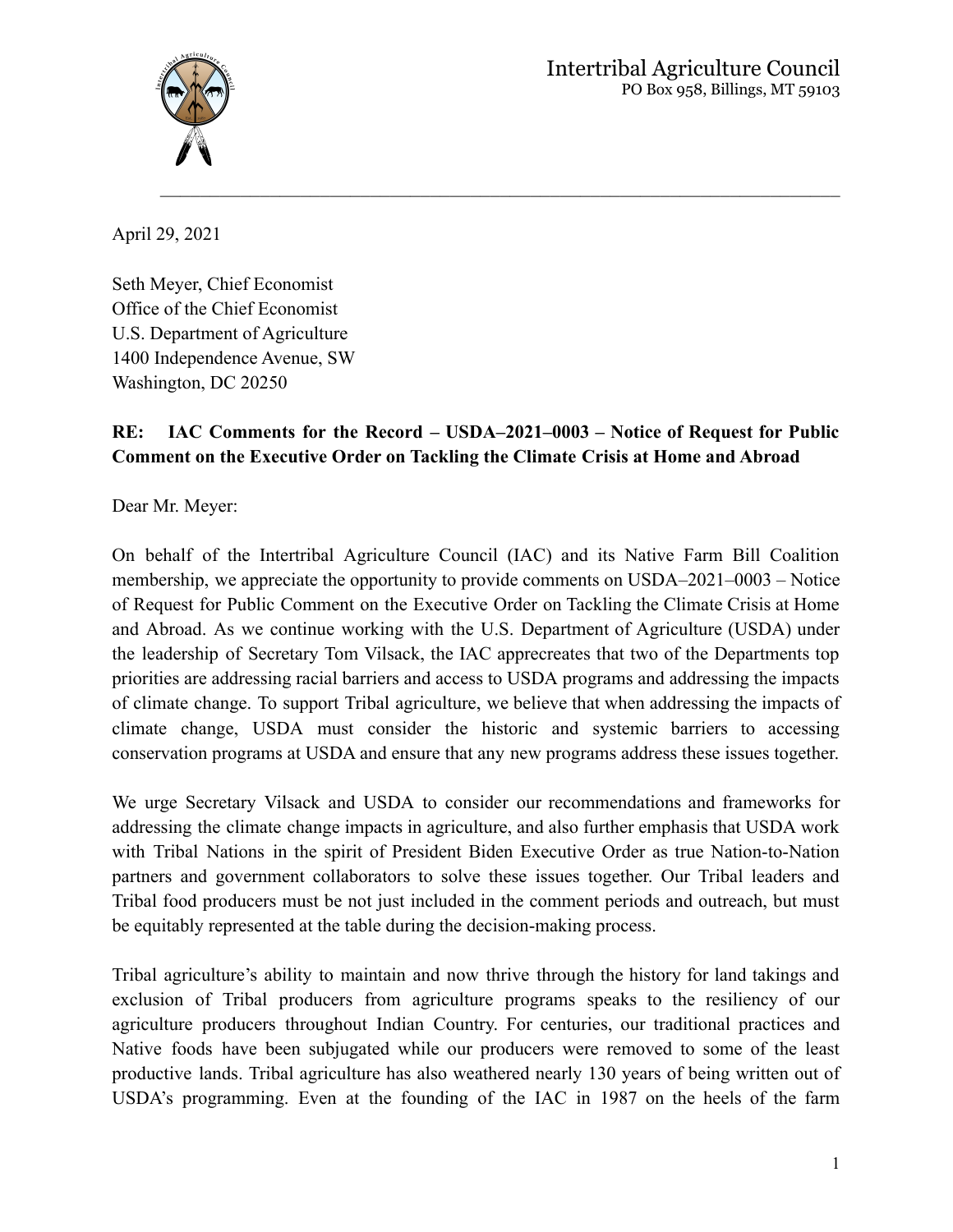Intertribal Agriculture Council
PO Box 958, Billings, MT 59103

April 29, 2021

Seth Meyer, Chief Economist
Office of the Chief Economist
U.S. Department of Agriculture
1400 Independence Avenue, SW
Washington, DC 20250

**RE: IAC Comments for the Record – USDA–2021–0003 – Notice of Request for Public Comment on the Executive Order on Tackling the Climate Crisis at Home and Abroad**

Dear Mr. Meyer:

On behalf of the Intertribal Agriculture Council (IAC) and its Native Farm Bill Coalition membership, we appreciate the opportunity to provide comments on USDA–2021–0003 – Notice of Request for Public Comment on the Executive Order on Tackling the Climate Crisis at Home and Abroad. As we continue working with the U.S. Department of Agriculture (USDA) under the leadership of Secretary Tom Vilsack, the IAC apprecreates that two of the Departments top priorities are addressing racial barriers and access to USDA programs and addressing the impacts of climate change. To support Tribal agriculture, we believe that when addressing the impacts of climate change, USDA must consider the historic and systemic barriers to accessing conservation programs at USDA and ensure that any new programs address these issues together.

We urge Secretary Vilsack and USDA to consider our recommendations and frameworks for addressing the climate change impacts in agriculture, and also further emphasis that USDA work with Tribal Nations in the spirit of President Biden Executive Order as true Nation-to-Nation partners and government collaborators to solve these issues together. Our Tribal leaders and Tribal food producers must be not just included in the comment periods and outreach, but must be equitably represented at the table during the decision-making process.

Tribal agriculture's ability to maintain and now thrive through the history for land takings and exclusion of Tribal producers from agriculture programs speaks to the resiliency of our agriculture producers throughout Indian Country. For centuries, our traditional practices and Native foods have been subjugated while our producers were removed to some of the least productive lands. Tribal agriculture has also weathered nearly 130 years of being written out of USDA's programming. Even at the founding of the IAC in 1987 on the heels of the farm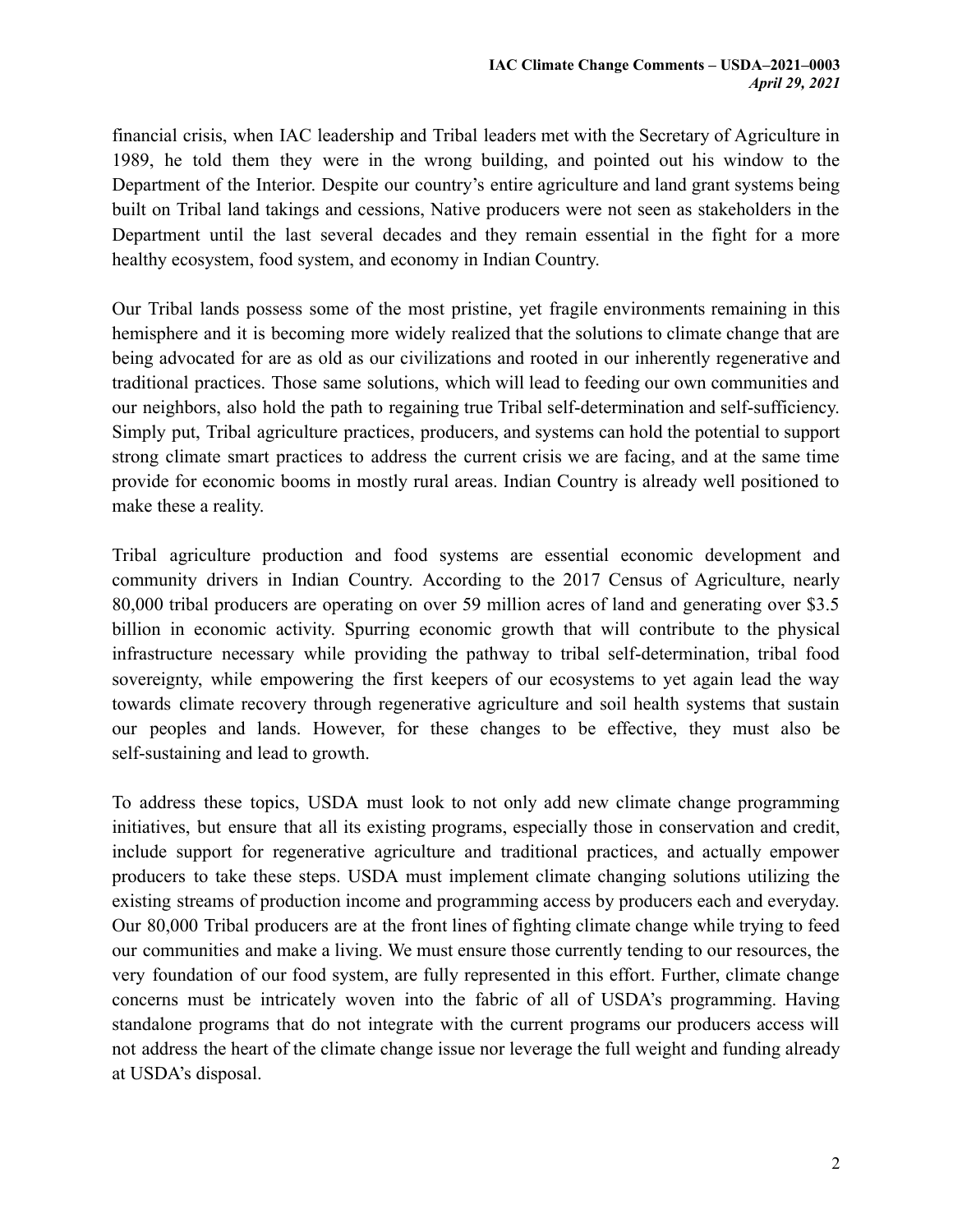financial crisis, when IAC leadership and Tribal leaders met with the Secretary of Agriculture in 1989, he told them they were in the wrong building, and pointed out his window to the Department of the Interior. Despite our country's entire agriculture and land grant systems being built on Tribal land takings and cessions, Native producers were not seen as stakeholders in the Department until the last several decades and they remain essential in the fight for a more healthy ecosystem, food system, and economy in Indian Country.

Our Tribal lands possess some of the most pristine, yet fragile environments remaining in this hemisphere and it is becoming more widely realized that the solutions to climate change that are being advocated for are as old as our civilizations and rooted in our inherently regenerative and traditional practices. Those same solutions, which will lead to feeding our own communities and our neighbors, also hold the path to regaining true Tribal self-determination and self-sufficiency. Simply put, Tribal agriculture practices, producers, and systems can hold the potential to support strong climate smart practices to address the current crisis we are facing, and at the same time provide for economic booms in mostly rural areas. Indian Country is already well positioned to make these a reality.

Tribal agriculture production and food systems are essential economic development and community drivers in Indian Country. According to the 2017 Census of Agriculture, nearly 80,000 tribal producers are operating on over 59 million acres of land and generating over $3.5 billion in economic activity. Spurring economic growth that will contribute to the physical infrastructure necessary while providing the pathway to tribal self-determination, tribal food sovereignty, while empowering the first keepers of our ecosystems to yet again lead the way towards climate recovery through regenerative agriculture and soil health systems that sustain our peoples and lands. However, for these changes to be effective, they must also be self-sustaining and lead to growth.

To address these topics, USDA must look to not only add new climate change programming initiatives, but ensure that all its existing programs, especially those in conservation and credit, include support for regenerative agriculture and traditional practices, and actually empower producers to take these steps. USDA must implement climate changing solutions utilizing the existing streams of production income and programming access by producers each and everyday. Our 80,000 Tribal producers are at the front lines of fighting climate change while trying to feed our communities and make a living. We must ensure those currently tending to our resources, the very foundation of our food system, are fully represented in this effort. Further, climate change concerns must be intricately woven into the fabric of all of USDA's programming. Having standalone programs that do not integrate with the current programs our producers access will not address the heart of the climate change issue nor leverage the full weight and funding already at USDA's disposal.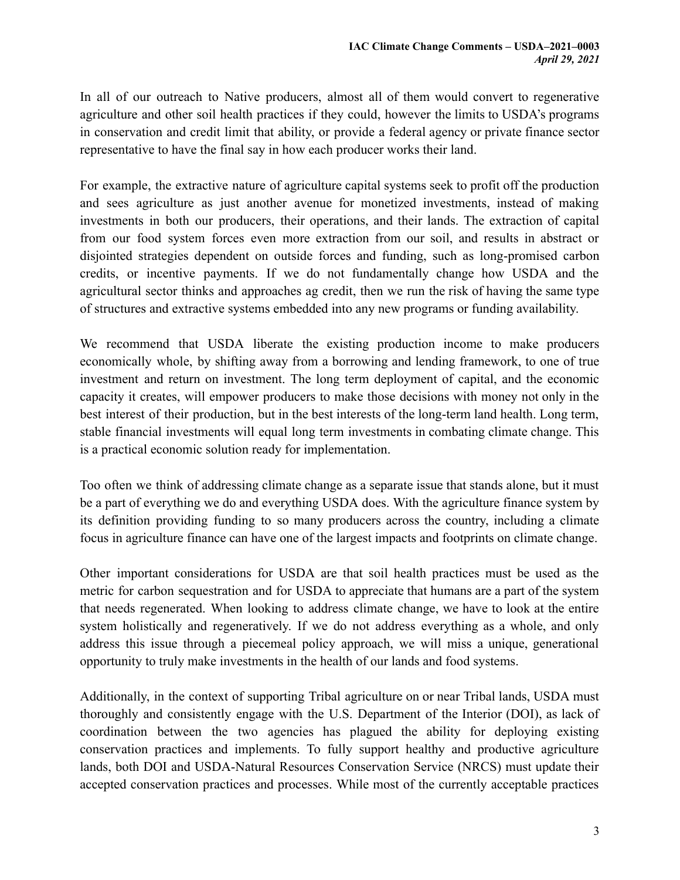In all of our outreach to Native producers, almost all of them would convert to regenerative agriculture and other soil health practices if they could, however the limits to USDA's programs in conservation and credit limit that ability, or provide a federal agency or private finance sector representative to have the final say in how each producer works their land.

For example, the extractive nature of agriculture capital systems seek to profit off the production and sees agriculture as just another avenue for monetized investments, instead of making investments in both our producers, their operations, and their lands. The extraction of capital from our food system forces even more extraction from our soil, and results in abstract or disjointed strategies dependent on outside forces and funding, such as long-promised carbon credits, or incentive payments. If we do not fundamentally change how USDA and the agricultural sector thinks and approaches ag credit, then we run the risk of having the same type of structures and extractive systems embedded into any new programs or funding availability.

We recommend that USDA liberate the existing production income to make producers economically whole, by shifting away from a borrowing and lending framework, to one of true investment and return on investment. The long term deployment of capital, and the economic capacity it creates, will empower producers to make those decisions with money not only in the best interest of their production, but in the best interests of the long-term land health. Long term, stable financial investments will equal long term investments in combating climate change. This is a practical economic solution ready for implementation.

Too often we think of addressing climate change as a separate issue that stands alone, but it must be a part of everything we do and everything USDA does. With the agriculture finance system by its definition providing funding to so many producers across the country, including a climate focus in agriculture finance can have one of the largest impacts and footprints on climate change.

Other important considerations for USDA are that soil health practices must be used as the metric for carbon sequestration and for USDA to appreciate that humans are a part of the system that needs regenerated. When looking to address climate change, we have to look at the entire system holistically and regeneratively. If we do not address everything as a whole, and only address this issue through a piecemeal policy approach, we will miss a unique, generational opportunity to truly make investments in the health of our lands and food systems.

Additionally, in the context of supporting Tribal agriculture on or near Tribal lands, USDA must thoroughly and consistently engage with the U.S. Department of the Interior (DOI), as lack of coordination between the two agencies has plagued the ability for deploying existing conservation practices and implements. To fully support healthy and productive agriculture lands, both DOI and USDA-Natural Resources Conservation Service (NRCS) must update their accepted conservation practices and processes. While most of the currently acceptable practices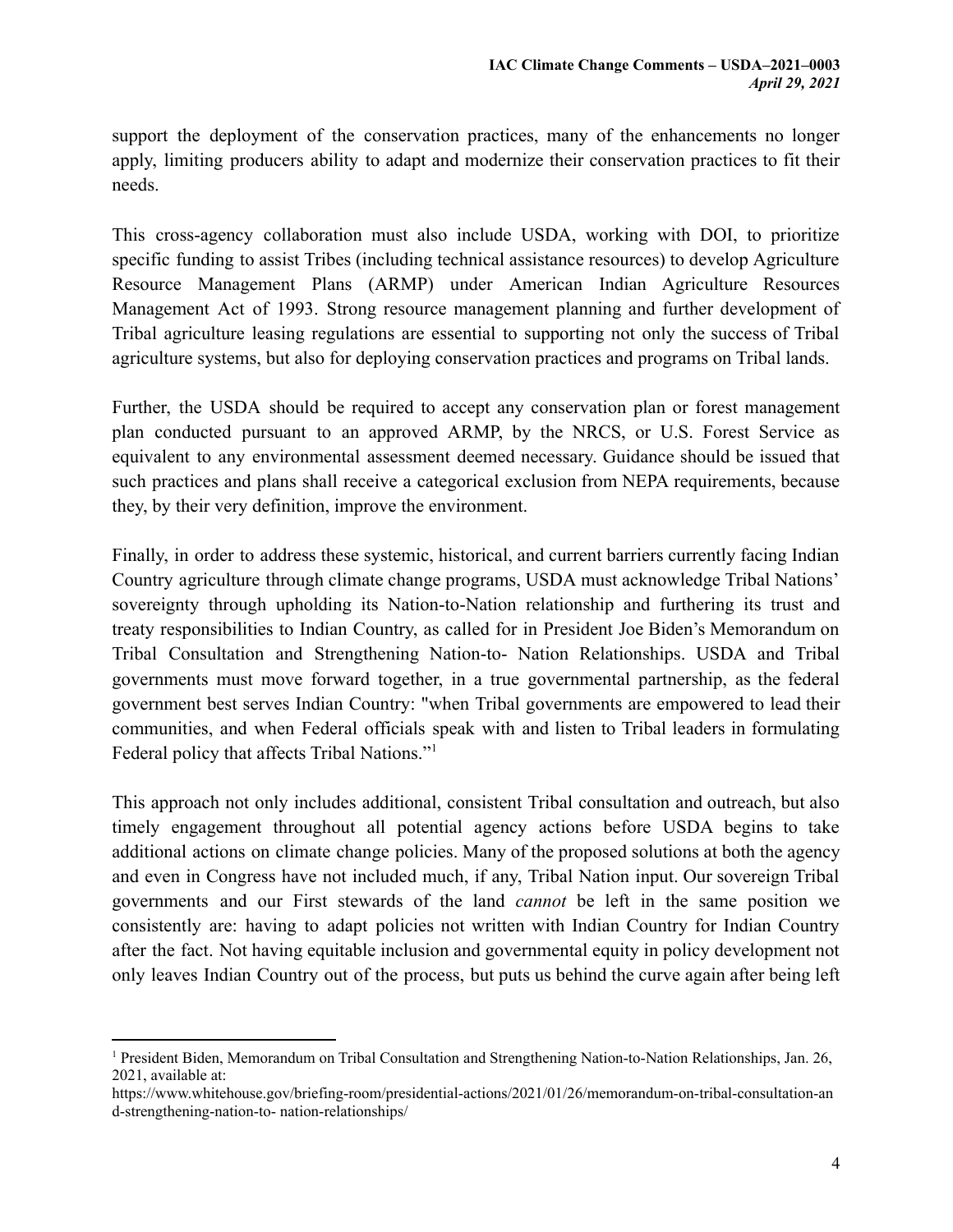support the deployment of the conservation practices, many of the enhancements no longer apply, limiting producers ability to adapt and modernize their conservation practices to fit their needs.

This cross-agency collaboration must also include USDA, working with DOI, to prioritize specific funding to assist Tribes (including technical assistance resources) to develop Agriculture Resource Management Plans (ARMP) under American Indian Agriculture Resources Management Act of 1993. Strong resource management planning and further development of Tribal agriculture leasing regulations are essential to supporting not only the success of Tribal agriculture systems, but also for deploying conservation practices and programs on Tribal lands.

Further, the USDA should be required to accept any conservation plan or forest management plan conducted pursuant to an approved ARMP, by the NRCS, or U.S. Forest Service as equivalent to any environmental assessment deemed necessary. Guidance should be issued that such practices and plans shall receive a categorical exclusion from NEPA requirements, because they, by their very definition, improve the environment.

Finally, in order to address these systemic, historical, and current barriers currently facing Indian Country agriculture through climate change programs, USDA must acknowledge Tribal Nations' sovereignty through upholding its Nation-to-Nation relationship and furthering its trust and treaty responsibilities to Indian Country, as called for in President Joe Biden's Memorandum on Tribal Consultation and Strengthening Nation-to- Nation Relationships. USDA and Tribal governments must move forward together, in a true governmental partnership, as the federal government best serves Indian Country: "when Tribal governments are empowered to lead their communities, and when Federal officials speak with and listen to Tribal leaders in formulating Federal policy that affects Tribal Nations."[1]

This approach not only includes additional, consistent Tribal consultation and outreach, but also timely engagement throughout all potential agency actions before USDA begins to take additional actions on climate change policies. Many of the proposed solutions at both the agency and even in Congress have not included much, if any, Tribal Nation input. Our sovereign Tribal governments and our First stewards of the land *cannot* be left in the same position we consistently are: having to adapt policies not written with Indian Country for Indian Country after the fact. Not having equitable inclusion and governmental equity in policy development not only leaves Indian Country out of the process, but puts us behind the curve again after being left

---

[1] President Biden, Memorandum on Tribal Consultation and Strengthening Nation-to-Nation Relationships, Jan. 26, 2021, available at: https://www.whitehouse.gov/briefing-room/presidential-actions/2021/01/26/memorandum-on-tribal-consultation-and-strengthening-nation-to- nation-relationships/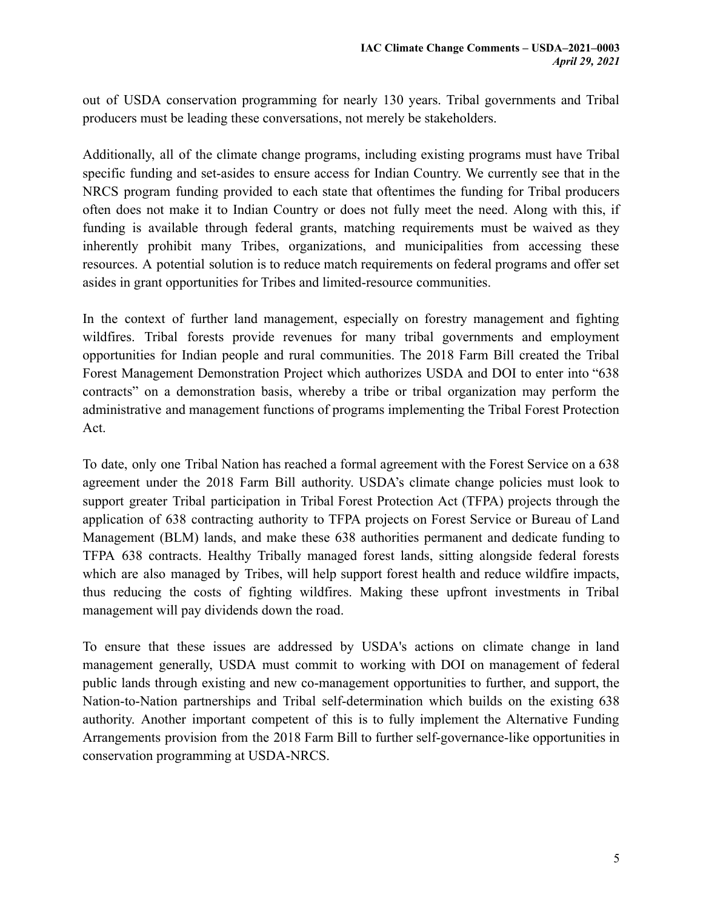out of USDA conservation programming for nearly 130 years. Tribal governments and Tribal producers must be leading these conversations, not merely be stakeholders.

Additionally, all of the climate change programs, including existing programs must have Tribal specific funding and set-asides to ensure access for Indian Country. We currently see that in the NRCS program funding provided to each state that oftentimes the funding for Tribal producers often does not make it to Indian Country or does not fully meet the need. Along with this, if funding is available through federal grants, matching requirements must be waived as they inherently prohibit many Tribes, organizations, and municipalities from accessing these resources. A potential solution is to reduce match requirements on federal programs and offer set asides in grant opportunities for Tribes and limited-resource communities.

In the context of further land management, especially on forestry management and fighting wildfires. Tribal forests provide revenues for many tribal governments and employment opportunities for Indian people and rural communities. The 2018 Farm Bill created the Tribal Forest Management Demonstration Project which authorizes USDA and DOI to enter into "638 contracts" on a demonstration basis, whereby a tribe or tribal organization may perform the administrative and management functions of programs implementing the Tribal Forest Protection Act.

To date, only one Tribal Nation has reached a formal agreement with the Forest Service on a 638 agreement under the 2018 Farm Bill authority. USDA's climate change policies must look to support greater Tribal participation in Tribal Forest Protection Act (TFPA) projects through the application of 638 contracting authority to TFPA projects on Forest Service or Bureau of Land Management (BLM) lands, and make these 638 authorities permanent and dedicate funding to TFPA 638 contracts. Healthy Tribally managed forest lands, sitting alongside federal forests which are also managed by Tribes, will help support forest health and reduce wildfire impacts, thus reducing the costs of fighting wildfires. Making these upfront investments in Tribal management will pay dividends down the road.

To ensure that these issues are addressed by USDA's actions on climate change in land management generally, USDA must commit to working with DOI on management of federal public lands through existing and new co-management opportunities to further, and support, the Nation-to-Nation partnerships and Tribal self-determination which builds on the existing 638 authority. Another important competent of this is to fully implement the Alternative Funding Arrangements provision from the 2018 Farm Bill to further self-governance-like opportunities in conservation programming at USDA-NRCS.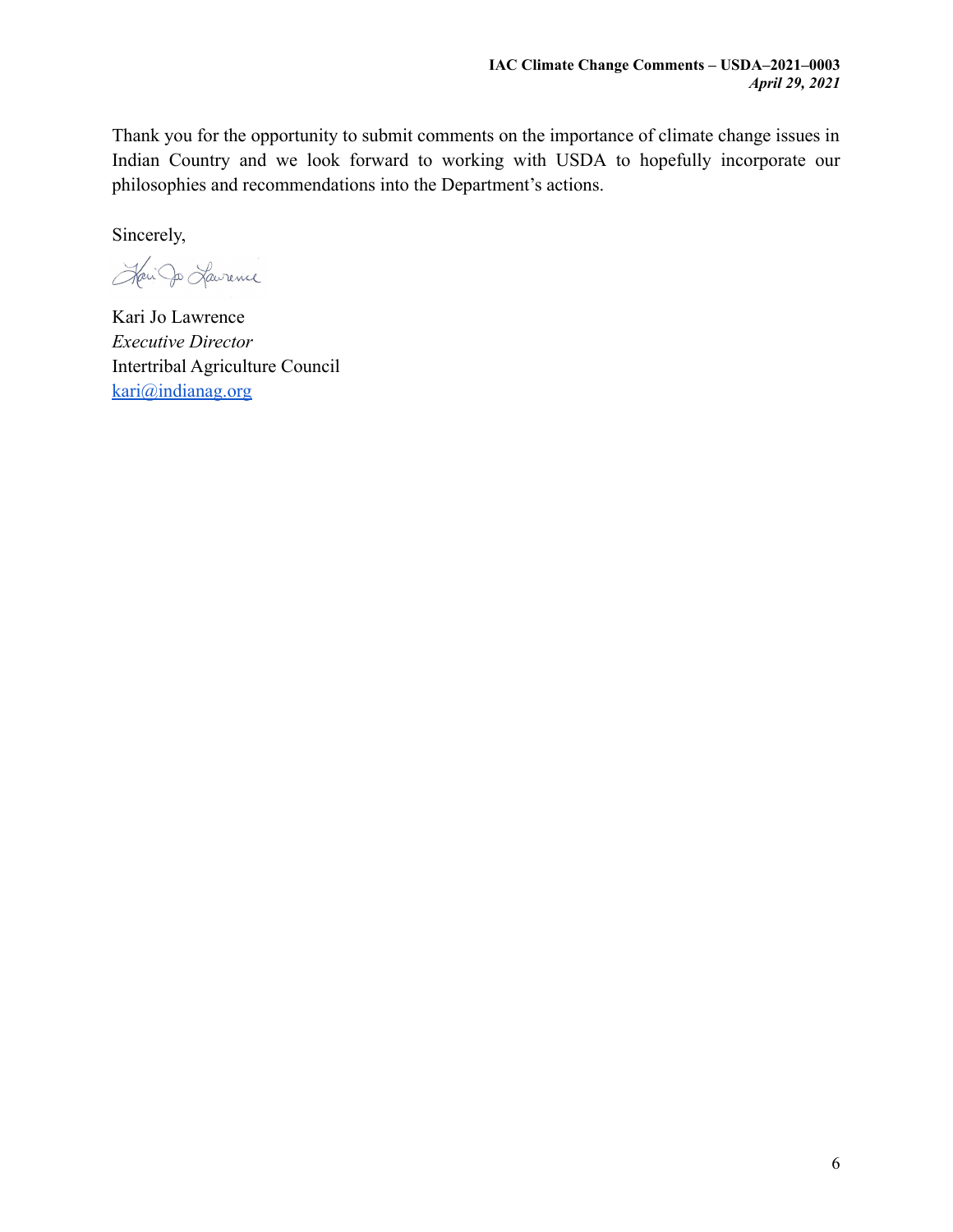Thank you for the opportunity to submit comments on the importance of climate change issues in Indian Country and we look forward to working with USDA to hopefully incorporate our philosophies and recommendations into the Department's actions.

Sincerely,

Kari Jo Lawrence
*Executive Director*
Intertribal Agriculture Council
[kari@indianag.org](mailto:kari@indianag.org)